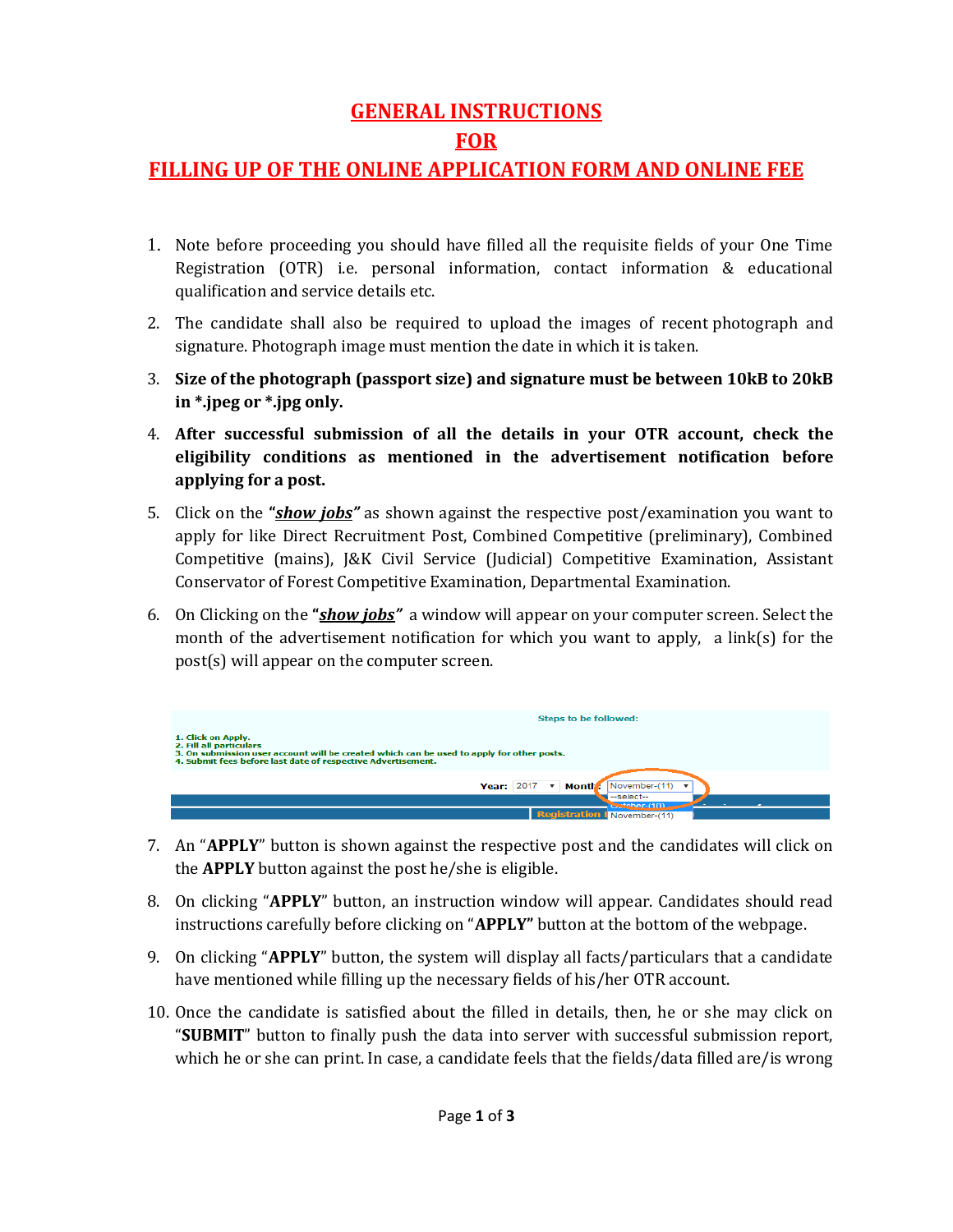# GENERAL INSTRUCTIONS
# FOR
# FILLING UP OF THE ONLINE APPLICATION FORM AND ONLINE FEE

1. Note before proceeding you should have filled all the requisite fields of your One Time Registration (OTR) i.e. personal information, contact information & educational qualification and service details etc.
2. The candidate shall also be required to upload the images of recent photograph and signature. Photograph image must mention the date in which it is taken.
3. **Size of the photograph (passport size) and signature must be between 10kB to 20kB in *.jpeg or *.jpg only.**
4. **After successful submission of all the details in your OTR account, check the eligibility conditions as mentioned in the advertisement notification before applying for a post.**
5. Click on the **"*show jobs*"** as shown against the respective post/examination you want to apply for like Direct Recruitment Post, Combined Competitive (preliminary), Combined Competitive (mains), J&K Civil Service (Judicial) Competitive Examination, Assistant Conservator of Forest Competitive Examination, Departmental Examination.
6. On Clicking on the **"*show jobs*"** a window will appear on your computer screen. Select the month of the advertisement notification for which you want to apply, a link(s) for the post(s) will appear on the computer screen.

Steps to be followed:

1. Click on Apply.
2. Fill all particulars
3. On submission user account will be created which can be used to apply for other posts.
4. Submit fees before last date of respective Advertisement.

Year: 2017 Month: November-(11)

7. An "**APPLY**" button is shown against the respective post and the candidates will click on the **APPLY** button against the post he/she is eligible.
8. On clicking "**APPLY**" button, an instruction window will appear. Candidates should read instructions carefully before clicking on "**APPLY"** button at the bottom of the webpage.
9. On clicking "**APPLY**" button, the system will display all facts/particulars that a candidate have mentioned while filling up the necessary fields of his/her OTR account.
10. Once the candidate is satisfied about the filled in details, then, he or she may click on "**SUBMIT**" button to finally push the data into server with successful submission report, which he or she can print. In case, a candidate feels that the fields/data filled are/is wrong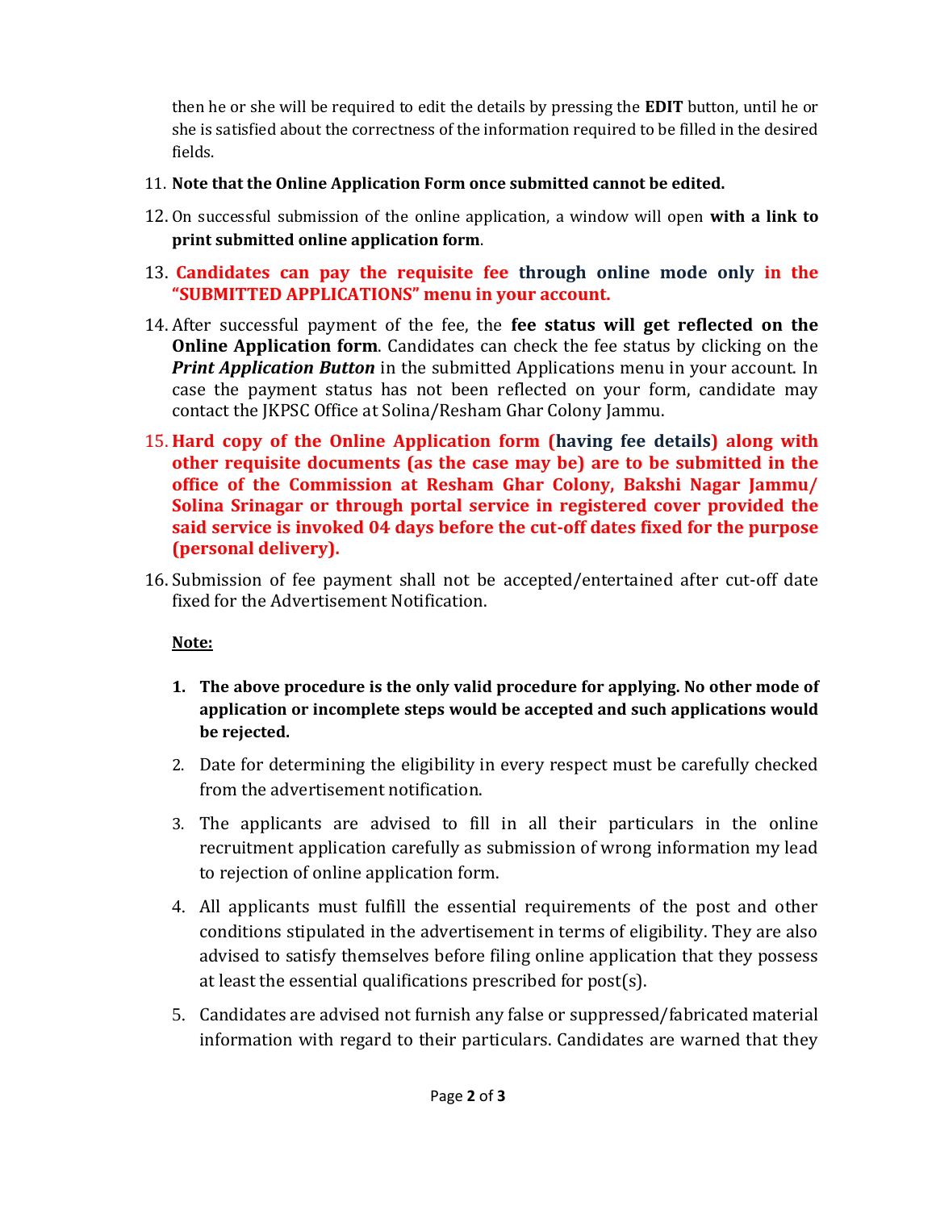then he or she will be required to edit the details by pressing the **EDIT** button, until he or she is satisfied about the correctness of the information required to be filled in the desired fields.

11. **Note that the Online Application Form once submitted cannot be edited.**
12. On successful submission of the online application, a window will open **with a link to print submitted online application form**.
13. **Candidates can pay the requisite fee through online mode only in the "SUBMITTED APPLICATIONS" menu in your account.**
14. After successful payment of the fee, the **fee status will get reflected on the Online Application form**. Candidates can check the fee status by clicking on the ***Print Application Button*** in the submitted Applications menu in your account. In case the payment status has not been reflected on your form, candidate may contact the JKPSC Office at Solina/Resham Ghar Colony Jammu.
15. **Hard copy of the Online Application form (having fee details) along with other requisite documents (as the case may be) are to be submitted in the office of the Commission at Resham Ghar Colony, Bakshi Nagar Jammu/ Solina Srinagar or through portal service in registered cover provided the said service is invoked 04 days before the cut-off dates fixed for the purpose (personal delivery).**
16. Submission of fee payment shall not be accepted/entertained after cut-off date fixed for the Advertisement Notification.

**Note:**

1. **The above procedure is the only valid procedure for applying. No other mode of application or incomplete steps would be accepted and such applications would be rejected.**
2. Date for determining the eligibility in every respect must be carefully checked from the advertisement notification.
3. The applicants are advised to fill in all their particulars in the online recruitment application carefully as submission of wrong information my lead to rejection of online application form.
4. All applicants must fulfill the essential requirements of the post and other conditions stipulated in the advertisement in terms of eligibility. They are also advised to satisfy themselves before filing online application that they possess at least the essential qualifications prescribed for post(s).
5. Candidates are advised not furnish any false or suppressed/fabricated material information with regard to their particulars. Candidates are warned that they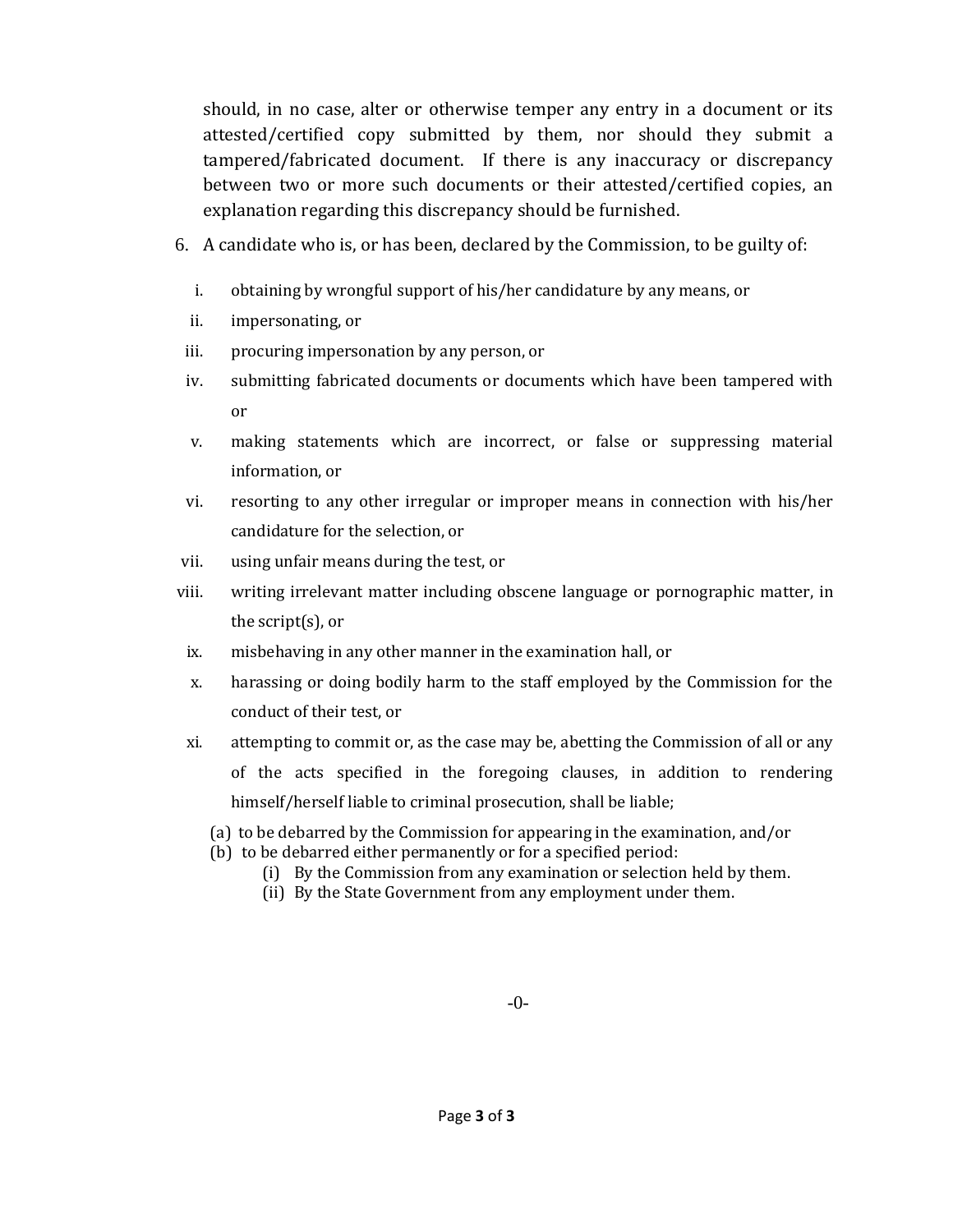should, in no case, alter or otherwise temper any entry in a document or its attested/certified copy submitted by them, nor should they submit a tampered/fabricated document. If there is any inaccuracy or discrepancy between two or more such documents or their attested/certified copies, an explanation regarding this discrepancy should be furnished.

6. A candidate who is, or has been, declared by the Commission, to be guilty of:

   i. obtaining by wrongful support of his/her candidature by any means, or
   ii. impersonating, or
   iii. procuring impersonation by any person, or
   iv. submitting fabricated documents or documents which have been tampered with or
   v. making statements which are incorrect, or false or suppressing material information, or
   vi. resorting to any other irregular or improper means in connection with his/her candidature for the selection, or
   vii. using unfair means during the test, or
   viii. writing irrelevant matter including obscene language or pornographic matter, in the script(s), or
   ix. misbehaving in any other manner in the examination hall, or
   x. harassing or doing bodily harm to the staff employed by the Commission for the conduct of their test, or
   xi. attempting to commit or, as the case may be, abetting the Commission of all or any of the acts specified in the foregoing clauses, in addition to rendering himself/herself liable to criminal prosecution, shall be liable;

   (a) to be debarred by the Commission for appearing in the examination, and/or
   (b) to be debarred either permanently or for a specified period:
      (i) By the Commission from any examination or selection held by them.
      (ii) By the State Government from any employment under them.

-0-